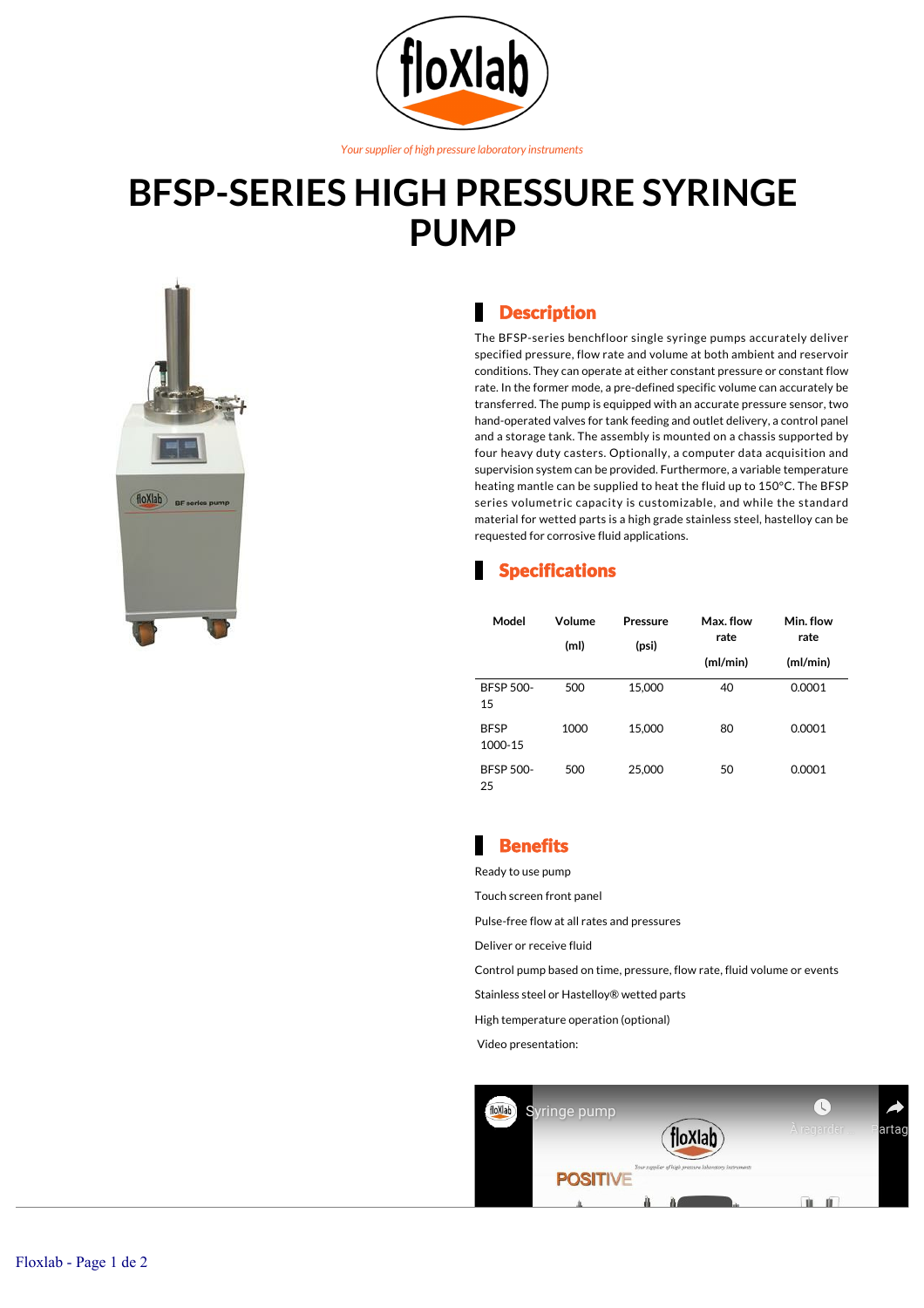*Your supplier of high pressure laboratory instruments*

# BFSP-SERIES HIGH PRESSURE SYRINGE PUMP

## Description

The BFSP-series benchfloor single syringe pumps accurately deliver specified pressure, flow rate and volume at both ambient and reservoir conditions. They can operate at either constant pressure or constant flow rate. In the former mode, a pre-defined specific volume can accurately be transferred. The pump is equipped with an accurate pressure sensor, two hand-operated valves for tank feeding and outlet delivery, a control panel and a storage tank. The assembly is mounted on a chassis supported by four heavy duty casters. Optionally, a computer data acquisition and supervision system can be provided. Furthermore, a variable temperature heating mantle can be supplied to heat the fluid up to 150°C. The BFSP series volumetric capacity is customizable, and while the standard material for wetted parts is a high grade stainless steel, hastelloy can be requested for corrosive fluid applications.

## Specifications

| Model | Volume (ml) | Pressure (psi) | Max. flow rate (ml/min) | Min. flow rate (ml/min) |
|---|---|---|---|---|
| BFSP 500-15 | 500 | 15,000 | 40 | 0.0001 |
| BFSP 1000-15 | 1000 | 15,000 | 80 | 0.0001 |
| BFSP 500-25 | 500 | 25,000 | 50 | 0.0001 |

## Benefits

Ready to use pump

Touch screen front panel

Pulse-free flow at all rates and pressures

Deliver or receive fluid

Control pump based on time, pressure, flow rate, fluid volume or events

Stainless steel or Hastelloy® wetted parts

High temperature operation (optional)

Video presentation: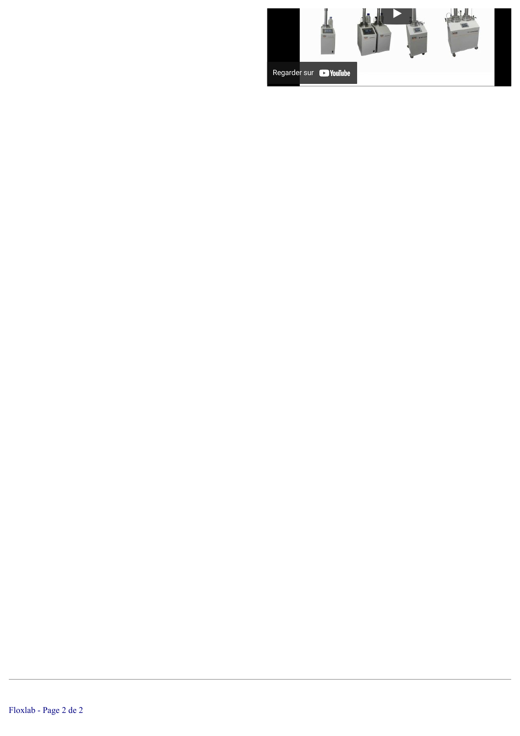Regarder sur YouTube